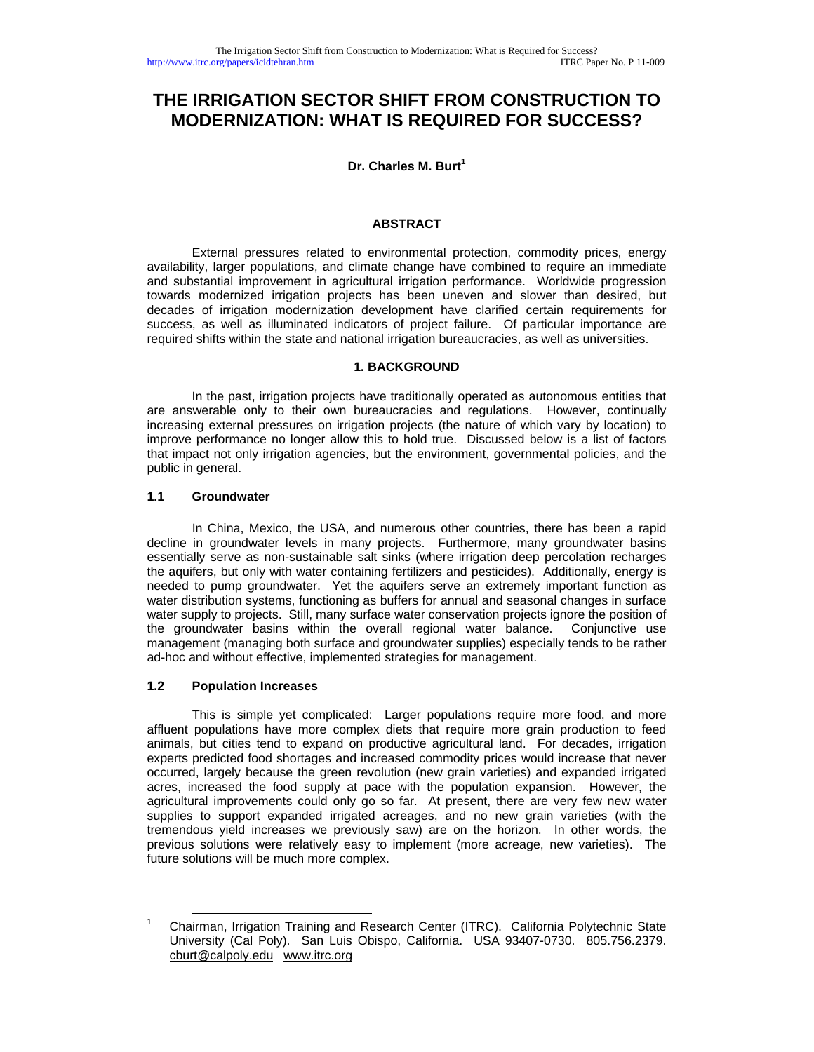# THE IRRIGATION SECTOR SHIFT FROM CONSTRUCTION TO MODERNIZATION: WHAT IS REQUIRED FOR SUCCESS?

**Dr. Charles M. Burt**[1]

## ABSTRACT

External pressures related to environmental protection, commodity prices, energy availability, larger populations, and climate change have combined to require an immediate and substantial improvement in agricultural irrigation performance. Worldwide progression towards modernized irrigation projects has been uneven and slower than desired, but decades of irrigation modernization development have clarified certain requirements for success, as well as illuminated indicators of project failure. Of particular importance are required shifts within the state and national irrigation bureaucracies, as well as universities.

## 1. BACKGROUND

In the past, irrigation projects have traditionally operated as autonomous entities that are answerable only to their own bureaucracies and regulations. However, continually increasing external pressures on irrigation projects (the nature of which vary by location) to improve performance no longer allow this to hold true. Discussed below is a list of factors that impact not only irrigation agencies, but the environment, governmental policies, and the public in general.

### 1.1 Groundwater

In China, Mexico, the USA, and numerous other countries, there has been a rapid decline in groundwater levels in many projects. Furthermore, many groundwater basins essentially serve as non-sustainable salt sinks (where irrigation deep percolation recharges the aquifers, but only with water containing fertilizers and pesticides). Additionally, energy is needed to pump groundwater. Yet the aquifers serve an extremely important function as water distribution systems, functioning as buffers for annual and seasonal changes in surface water supply to projects. Still, many surface water conservation projects ignore the position of the groundwater basins within the overall regional water balance. Conjunctive use management (managing both surface and groundwater supplies) especially tends to be rather ad-hoc and without effective, implemented strategies for management.

### 1.2 Population Increases

This is simple yet complicated: Larger populations require more food, and more affluent populations have more complex diets that require more grain production to feed animals, but cities tend to expand on productive agricultural land. For decades, irrigation experts predicted food shortages and increased commodity prices would increase that never occurred, largely because the green revolution (new grain varieties) and expanded irrigated acres, increased the food supply at pace with the population expansion. However, the agricultural improvements could only go so far. At present, there are very few new water supplies to support expanded irrigated acreages, and no new grain varieties (with the tremendous yield increases we previously saw) are on the horizon. In other words, the previous solutions were relatively easy to implement (more acreage, new varieties). The future solutions will be much more complex.

---

[1] Chairman, Irrigation Training and Research Center (ITRC). California Polytechnic State University (Cal Poly). San Luis Obispo, California. USA 93407-0730. 805.756.2379. cburt@calpoly.edu www.itrc.org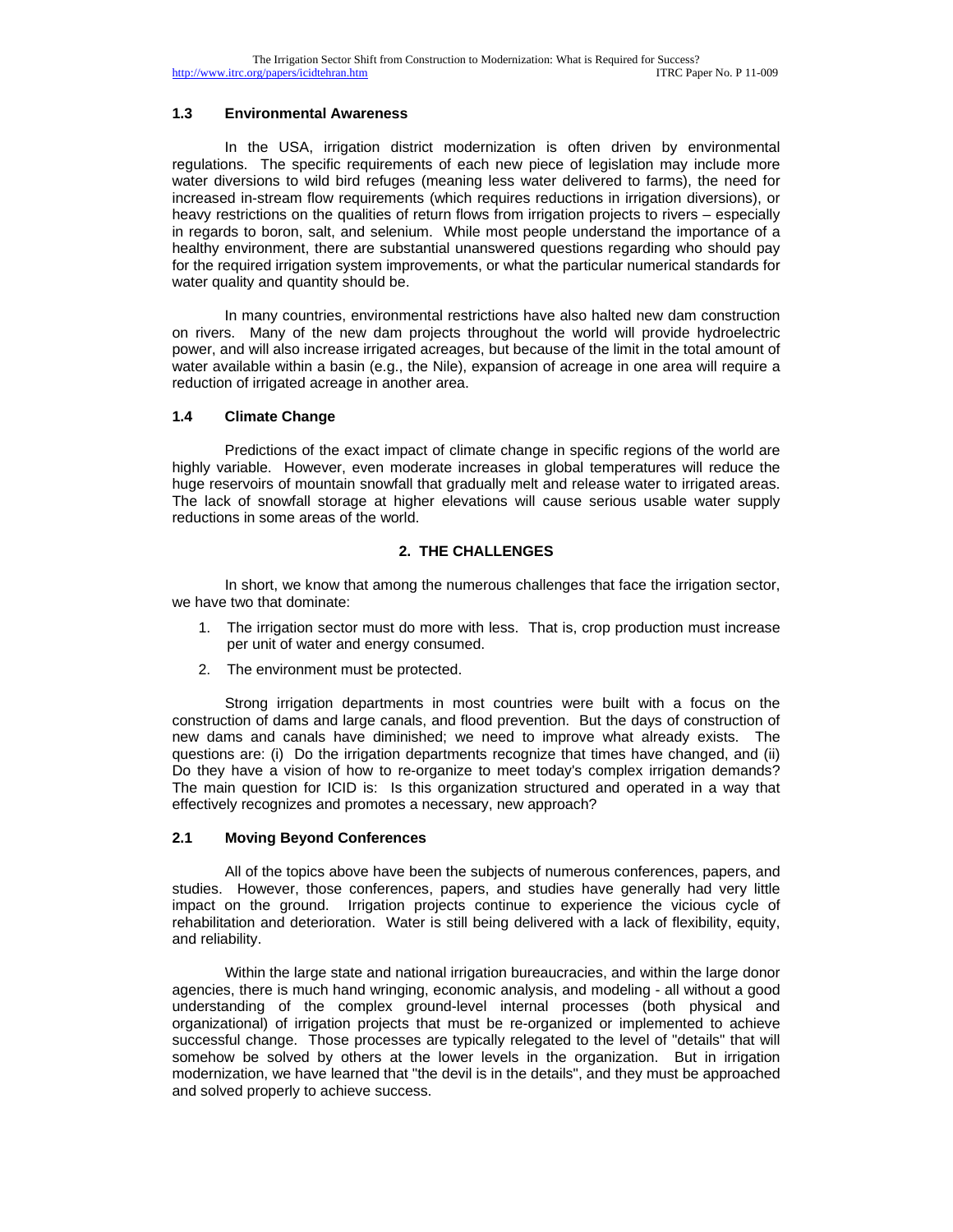### 1.3 Environmental Awareness

In the USA, irrigation district modernization is often driven by environmental regulations. The specific requirements of each new piece of legislation may include more water diversions to wild bird refuges (meaning less water delivered to farms), the need for increased in-stream flow requirements (which requires reductions in irrigation diversions), or heavy restrictions on the qualities of return flows from irrigation projects to rivers – especially in regards to boron, salt, and selenium. While most people understand the importance of a healthy environment, there are substantial unanswered questions regarding who should pay for the required irrigation system improvements, or what the particular numerical standards for water quality and quantity should be.

In many countries, environmental restrictions have also halted new dam construction on rivers. Many of the new dam projects throughout the world will provide hydroelectric power, and will also increase irrigated acreages, but because of the limit in the total amount of water available within a basin (e.g., the Nile), expansion of acreage in one area will require a reduction of irrigated acreage in another area.

### 1.4 Climate Change

Predictions of the exact impact of climate change in specific regions of the world are highly variable. However, even moderate increases in global temperatures will reduce the huge reservoirs of mountain snowfall that gradually melt and release water to irrigated areas. The lack of snowfall storage at higher elevations will cause serious usable water supply reductions in some areas of the world.

## 2. THE CHALLENGES

In short, we know that among the numerous challenges that face the irrigation sector, we have two that dominate:

1. The irrigation sector must do more with less. That is, crop production must increase per unit of water and energy consumed.
2. The environment must be protected.

Strong irrigation departments in most countries were built with a focus on the construction of dams and large canals, and flood prevention. But the days of construction of new dams and canals have diminished; we need to improve what already exists. The questions are: (i) Do the irrigation departments recognize that times have changed, and (ii) Do they have a vision of how to re-organize to meet today's complex irrigation demands? The main question for ICID is: Is this organization structured and operated in a way that effectively recognizes and promotes a necessary, new approach?

### 2.1 Moving Beyond Conferences

All of the topics above have been the subjects of numerous conferences, papers, and studies. However, those conferences, papers, and studies have generally had very little impact on the ground. Irrigation projects continue to experience the vicious cycle of rehabilitation and deterioration. Water is still being delivered with a lack of flexibility, equity, and reliability.

Within the large state and national irrigation bureaucracies, and within the large donor agencies, there is much hand wringing, economic analysis, and modeling - all without a good understanding of the complex ground-level internal processes (both physical and organizational) of irrigation projects that must be re-organized or implemented to achieve successful change. Those processes are typically relegated to the level of "details" that will somehow be solved by others at the lower levels in the organization. But in irrigation modernization, we have learned that "the devil is in the details", and they must be approached and solved properly to achieve success.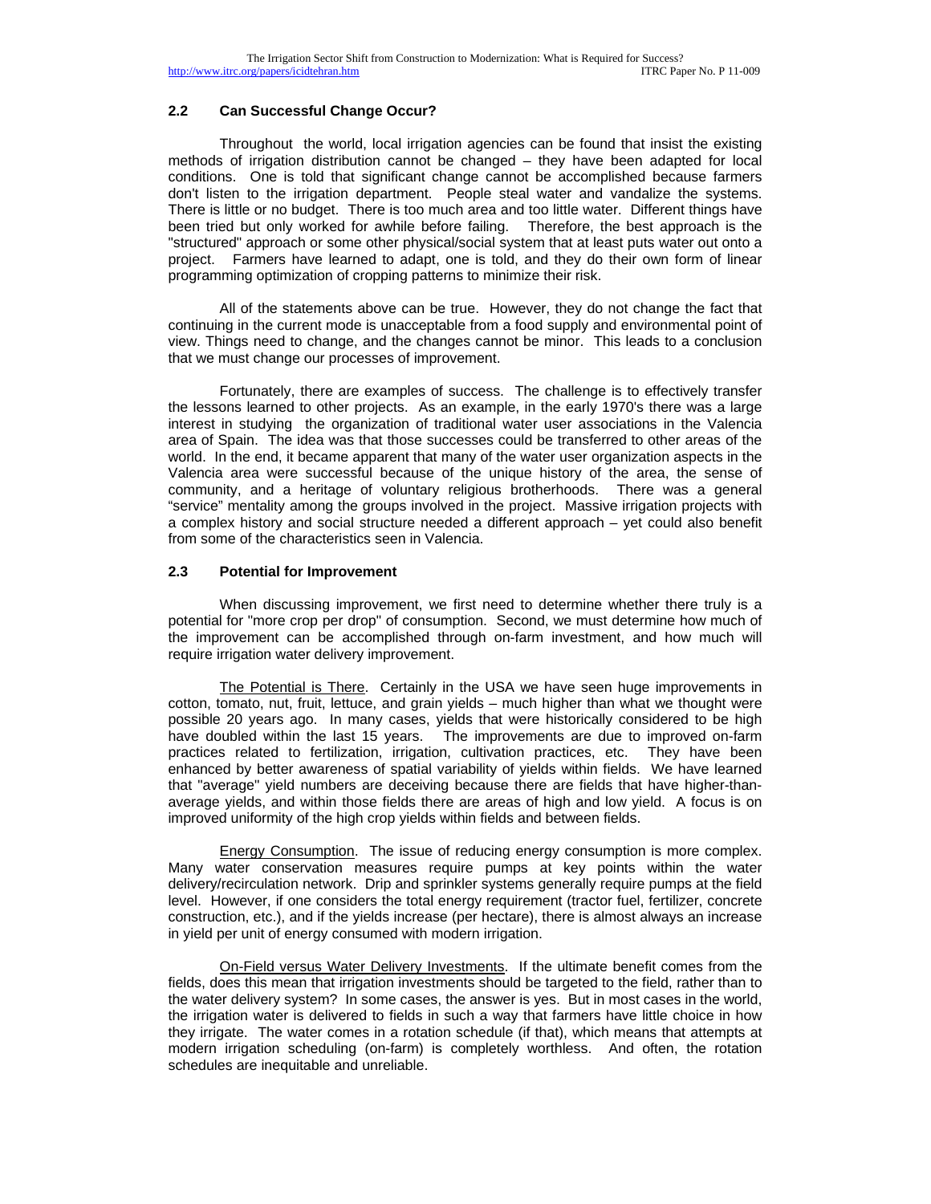## 2.2 Can Successful Change Occur?

Throughout the world, local irrigation agencies can be found that insist the existing methods of irrigation distribution cannot be changed – they have been adapted for local conditions. One is told that significant change cannot be accomplished because farmers don't listen to the irrigation department. People steal water and vandalize the systems. There is little or no budget. There is too much area and too little water. Different things have been tried but only worked for awhile before failing. Therefore, the best approach is the "structured" approach or some other physical/social system that at least puts water out onto a project. Farmers have learned to adapt, one is told, and they do their own form of linear programming optimization of cropping patterns to minimize their risk.

All of the statements above can be true. However, they do not change the fact that continuing in the current mode is unacceptable from a food supply and environmental point of view. Things need to change, and the changes cannot be minor. This leads to a conclusion that we must change our processes of improvement.

Fortunately, there are examples of success. The challenge is to effectively transfer the lessons learned to other projects. As an example, in the early 1970's there was a large interest in studying the organization of traditional water user associations in the Valencia area of Spain. The idea was that those successes could be transferred to other areas of the world. In the end, it became apparent that many of the water user organization aspects in the Valencia area were successful because of the unique history of the area, the sense of community, and a heritage of voluntary religious brotherhoods. There was a general "service" mentality among the groups involved in the project. Massive irrigation projects with a complex history and social structure needed a different approach – yet could also benefit from some of the characteristics seen in Valencia.

## 2.3 Potential for Improvement

When discussing improvement, we first need to determine whether there truly is a potential for "more crop per drop" of consumption. Second, we must determine how much of the improvement can be accomplished through on-farm investment, and how much will require irrigation water delivery improvement.

The Potential is There. Certainly in the USA we have seen huge improvements in cotton, tomato, nut, fruit, lettuce, and grain yields – much higher than what we thought were possible 20 years ago. In many cases, yields that were historically considered to be high have doubled within the last 15 years. The improvements are due to improved on-farm practices related to fertilization, irrigation, cultivation practices, etc. They have been enhanced by better awareness of spatial variability of yields within fields. We have learned that "average" yield numbers are deceiving because there are fields that have higher-than-average yields, and within those fields there are areas of high and low yield. A focus is on improved uniformity of the high crop yields within fields and between fields.

Energy Consumption. The issue of reducing energy consumption is more complex. Many water conservation measures require pumps at key points within the water delivery/recirculation network. Drip and sprinkler systems generally require pumps at the field level. However, if one considers the total energy requirement (tractor fuel, fertilizer, concrete construction, etc.), and if the yields increase (per hectare), there is almost always an increase in yield per unit of energy consumed with modern irrigation.

On-Field versus Water Delivery Investments. If the ultimate benefit comes from the fields, does this mean that irrigation investments should be targeted to the field, rather than to the water delivery system? In some cases, the answer is yes. But in most cases in the world, the irrigation water is delivered to fields in such a way that farmers have little choice in how they irrigate. The water comes in a rotation schedule (if that), which means that attempts at modern irrigation scheduling (on-farm) is completely worthless. And often, the rotation schedules are inequitable and unreliable.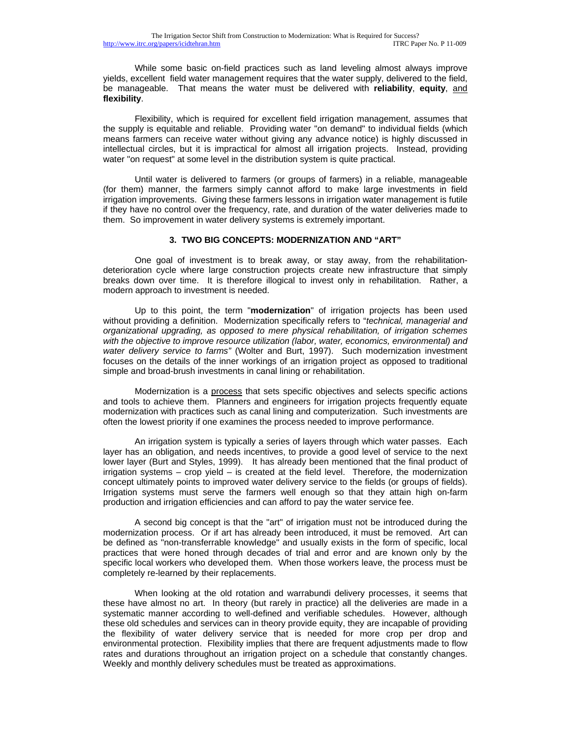While some basic on-field practices such as land leveling almost always improve yields, excellent field water management requires that the water supply, delivered to the field, be manageable. That means the water must be delivered with **reliability**, **equity**, and **flexibility**.

Flexibility, which is required for excellent field irrigation management, assumes that the supply is equitable and reliable. Providing water "on demand" to individual fields (which means farmers can receive water without giving any advance notice) is highly discussed in intellectual circles, but it is impractical for almost all irrigation projects. Instead, providing water "on request" at some level in the distribution system is quite practical.

Until water is delivered to farmers (or groups of farmers) in a reliable, manageable (for them) manner, the farmers simply cannot afford to make large investments in field irrigation improvements. Giving these farmers lessons in irrigation water management is futile if they have no control over the frequency, rate, and duration of the water deliveries made to them. So improvement in water delivery systems is extremely important.

## 3. TWO BIG CONCEPTS: MODERNIZATION AND "ART"

One goal of investment is to break away, or stay away, from the rehabilitation-deterioration cycle where large construction projects create new infrastructure that simply breaks down over time. It is therefore illogical to invest only in rehabilitation. Rather, a modern approach to investment is needed.

Up to this point, the term "**modernization**" of irrigation projects has been used without providing a definition. Modernization specifically refers to "*technical, managerial and organizational upgrading, as opposed to mere physical rehabilitation, of irrigation schemes with the objective to improve resource utilization (labor, water, economics, environmental) and water delivery service to farms"* (Wolter and Burt, 1997). Such modernization investment focuses on the details of the inner workings of an irrigation project as opposed to traditional simple and broad-brush investments in canal lining or rehabilitation.

Modernization is a process that sets specific objectives and selects specific actions and tools to achieve them. Planners and engineers for irrigation projects frequently equate modernization with practices such as canal lining and computerization. Such investments are often the lowest priority if one examines the process needed to improve performance.

An irrigation system is typically a series of layers through which water passes. Each layer has an obligation, and needs incentives, to provide a good level of service to the next lower layer (Burt and Styles, 1999). It has already been mentioned that the final product of irrigation systems – crop yield – is created at the field level. Therefore, the modernization concept ultimately points to improved water delivery service to the fields (or groups of fields). Irrigation systems must serve the farmers well enough so that they attain high on-farm production and irrigation efficiencies and can afford to pay the water service fee.

A second big concept is that the "art" of irrigation must not be introduced during the modernization process. Or if art has already been introduced, it must be removed. Art can be defined as "non-transferrable knowledge" and usually exists in the form of specific, local practices that were honed through decades of trial and error and are known only by the specific local workers who developed them. When those workers leave, the process must be completely re-learned by their replacements.

When looking at the old rotation and warrabundi delivery processes, it seems that these have almost no art. In theory (but rarely in practice) all the deliveries are made in a systematic manner according to well-defined and verifiable schedules. However, although these old schedules and services can in theory provide equity, they are incapable of providing the flexibility of water delivery service that is needed for more crop per drop and environmental protection. Flexibility implies that there are frequent adjustments made to flow rates and durations throughout an irrigation project on a schedule that constantly changes. Weekly and monthly delivery schedules must be treated as approximations.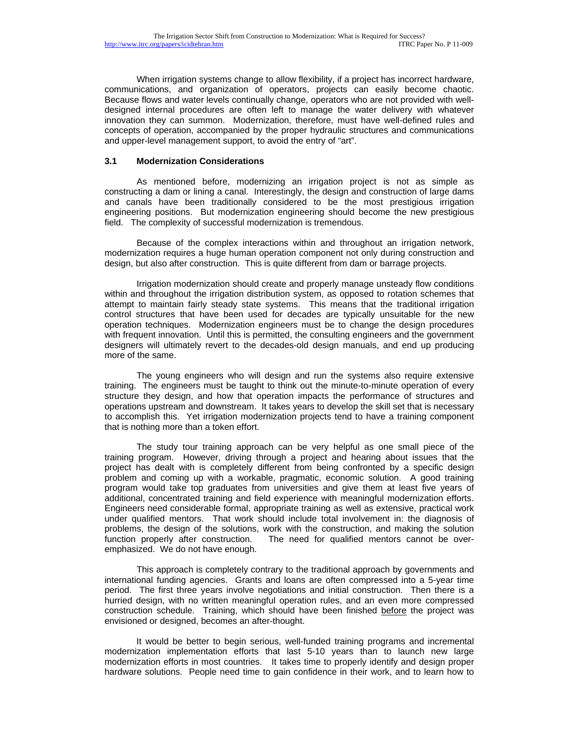When irrigation systems change to allow flexibility, if a project has incorrect hardware, communications, and organization of operators, projects can easily become chaotic. Because flows and water levels continually change, operators who are not provided with well-designed internal procedures are often left to manage the water delivery with whatever innovation they can summon. Modernization, therefore, must have well-defined rules and concepts of operation, accompanied by the proper hydraulic structures and communications and upper-level management support, to avoid the entry of "art".

### 3.1 Modernization Considerations

As mentioned before, modernizing an irrigation project is not as simple as constructing a dam or lining a canal. Interestingly, the design and construction of large dams and canals have been traditionally considered to be the most prestigious irrigation engineering positions. But modernization engineering should become the new prestigious field. The complexity of successful modernization is tremendous.

Because of the complex interactions within and throughout an irrigation network, modernization requires a huge human operation component not only during construction and design, but also after construction. This is quite different from dam or barrage projects.

Irrigation modernization should create and properly manage unsteady flow conditions within and throughout the irrigation distribution system, as opposed to rotation schemes that attempt to maintain fairly steady state systems. This means that the traditional irrigation control structures that have been used for decades are typically unsuitable for the new operation techniques. Modernization engineers must be to change the design procedures with frequent innovation. Until this is permitted, the consulting engineers and the government designers will ultimately revert to the decades-old design manuals, and end up producing more of the same.

The young engineers who will design and run the systems also require extensive training. The engineers must be taught to think out the minute-to-minute operation of every structure they design, and how that operation impacts the performance of structures and operations upstream and downstream. It takes years to develop the skill set that is necessary to accomplish this. Yet irrigation modernization projects tend to have a training component that is nothing more than a token effort.

The study tour training approach can be very helpful as one small piece of the training program. However, driving through a project and hearing about issues that the project has dealt with is completely different from being confronted by a specific design problem and coming up with a workable, pragmatic, economic solution. A good training program would take top graduates from universities and give them at least five years of additional, concentrated training and field experience with meaningful modernization efforts. Engineers need considerable formal, appropriate training as well as extensive, practical work under qualified mentors. That work should include total involvement in: the diagnosis of problems, the design of the solutions, work with the construction, and making the solution function properly after construction. The need for qualified mentors cannot be over-emphasized. We do not have enough.

This approach is completely contrary to the traditional approach by governments and international funding agencies. Grants and loans are often compressed into a 5-year time period. The first three years involve negotiations and initial construction. Then there is a hurried design, with no written meaningful operation rules, and an even more compressed construction schedule. Training, which should have been finished <u>before</u> the project was envisioned or designed, becomes an after-thought.

It would be better to begin serious, well-funded training programs and incremental modernization implementation efforts that last 5-10 years than to launch new large modernization efforts in most countries. It takes time to properly identify and design proper hardware solutions. People need time to gain confidence in their work, and to learn how to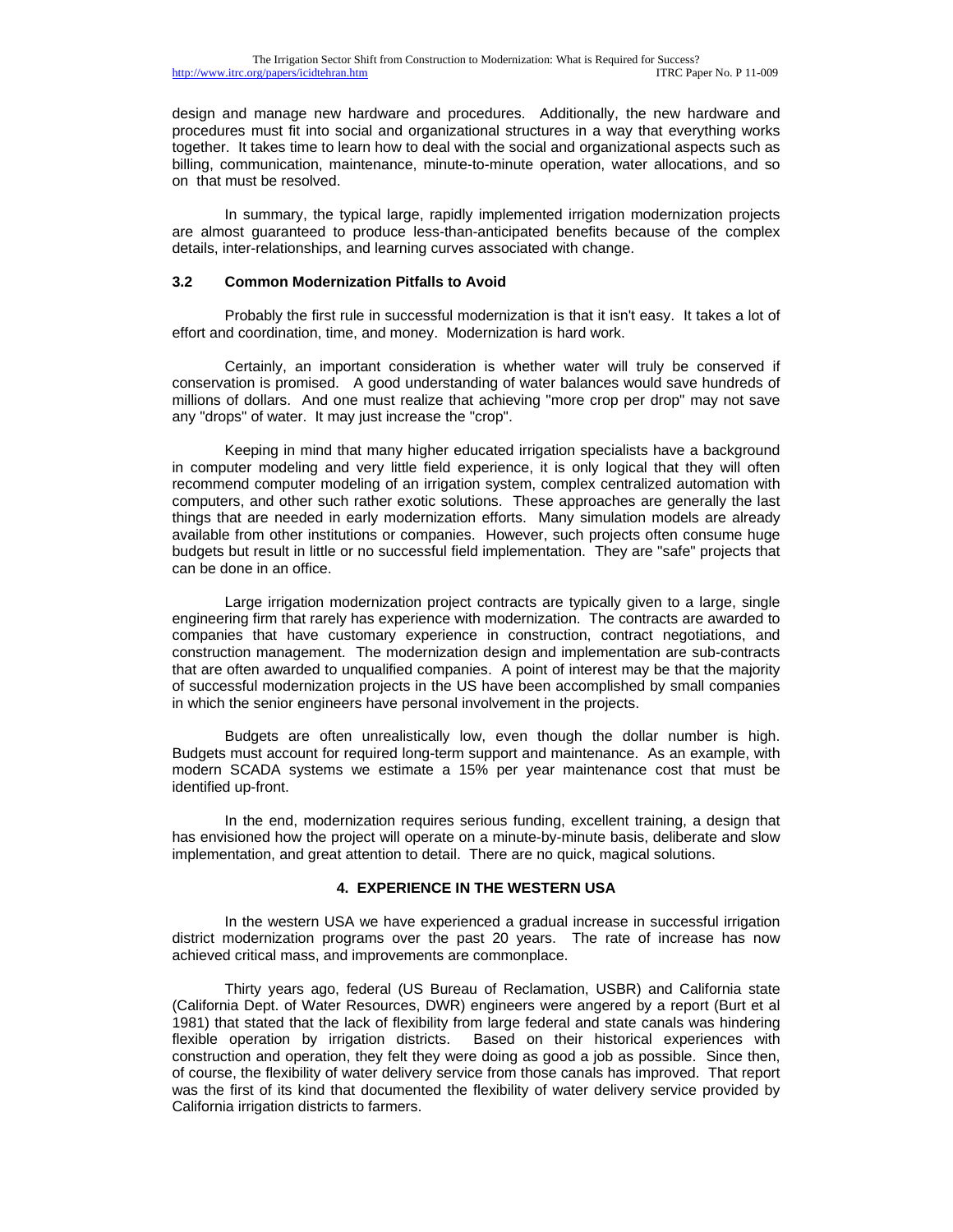design and manage new hardware and procedures. Additionally, the new hardware and procedures must fit into social and organizational structures in a way that everything works together. It takes time to learn how to deal with the social and organizational aspects such as billing, communication, maintenance, minute-to-minute operation, water allocations, and so on that must be resolved.

In summary, the typical large, rapidly implemented irrigation modernization projects are almost guaranteed to produce less-than-anticipated benefits because of the complex details, inter-relationships, and learning curves associated with change.

### 3.2 Common Modernization Pitfalls to Avoid

Probably the first rule in successful modernization is that it isn't easy. It takes a lot of effort and coordination, time, and money. Modernization is hard work.

Certainly, an important consideration is whether water will truly be conserved if conservation is promised. A good understanding of water balances would save hundreds of millions of dollars. And one must realize that achieving "more crop per drop" may not save any "drops" of water. It may just increase the "crop".

Keeping in mind that many higher educated irrigation specialists have a background in computer modeling and very little field experience, it is only logical that they will often recommend computer modeling of an irrigation system, complex centralized automation with computers, and other such rather exotic solutions. These approaches are generally the last things that are needed in early modernization efforts. Many simulation models are already available from other institutions or companies. However, such projects often consume huge budgets but result in little or no successful field implementation. They are "safe" projects that can be done in an office.

Large irrigation modernization project contracts are typically given to a large, single engineering firm that rarely has experience with modernization. The contracts are awarded to companies that have customary experience in construction, contract negotiations, and construction management. The modernization design and implementation are sub-contracts that are often awarded to unqualified companies. A point of interest may be that the majority of successful modernization projects in the US have been accomplished by small companies in which the senior engineers have personal involvement in the projects.

Budgets are often unrealistically low, even though the dollar number is high. Budgets must account for required long-term support and maintenance. As an example, with modern SCADA systems we estimate a 15% per year maintenance cost that must be identified up-front.

In the end, modernization requires serious funding, excellent training, a design that has envisioned how the project will operate on a minute-by-minute basis, deliberate and slow implementation, and great attention to detail. There are no quick, magical solutions.

## 4. EXPERIENCE IN THE WESTERN USA

In the western USA we have experienced a gradual increase in successful irrigation district modernization programs over the past 20 years. The rate of increase has now achieved critical mass, and improvements are commonplace.

Thirty years ago, federal (US Bureau of Reclamation, USBR) and California state (California Dept. of Water Resources, DWR) engineers were angered by a report (Burt et al 1981) that stated that the lack of flexibility from large federal and state canals was hindering flexible operation by irrigation districts. Based on their historical experiences with construction and operation, they felt they were doing as good a job as possible. Since then, of course, the flexibility of water delivery service from those canals has improved. That report was the first of its kind that documented the flexibility of water delivery service provided by California irrigation districts to farmers.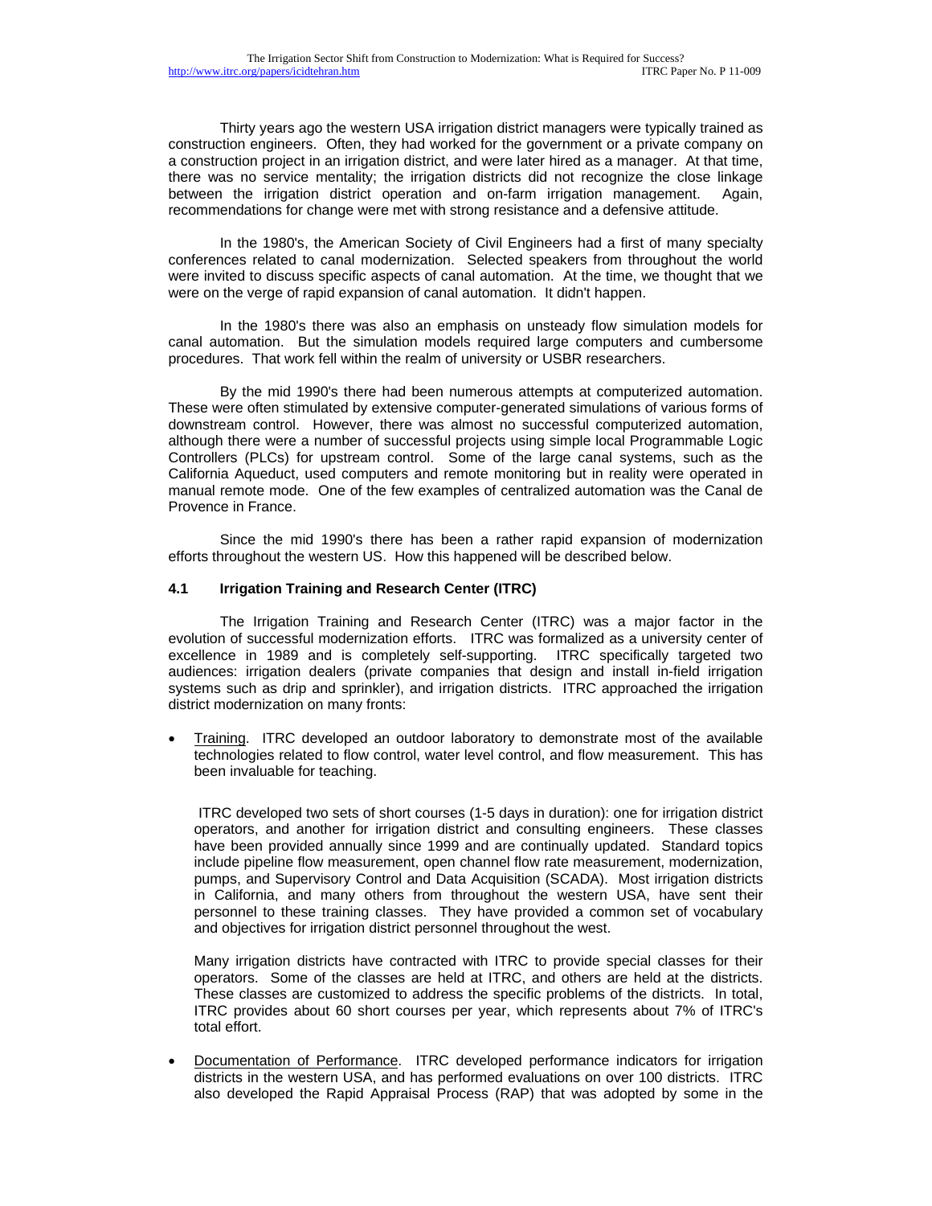Thirty years ago the western USA irrigation district managers were typically trained as construction engineers. Often, they had worked for the government or a private company on a construction project in an irrigation district, and were later hired as a manager. At that time, there was no service mentality; the irrigation districts did not recognize the close linkage between the irrigation district operation and on-farm irrigation management. Again, recommendations for change were met with strong resistance and a defensive attitude.

In the 1980's, the American Society of Civil Engineers had a first of many specialty conferences related to canal modernization. Selected speakers from throughout the world were invited to discuss specific aspects of canal automation. At the time, we thought that we were on the verge of rapid expansion of canal automation. It didn't happen.

In the 1980's there was also an emphasis on unsteady flow simulation models for canal automation. But the simulation models required large computers and cumbersome procedures. That work fell within the realm of university or USBR researchers.

By the mid 1990's there had been numerous attempts at computerized automation. These were often stimulated by extensive computer-generated simulations of various forms of downstream control. However, there was almost no successful computerized automation, although there were a number of successful projects using simple local Programmable Logic Controllers (PLCs) for upstream control. Some of the large canal systems, such as the California Aqueduct, used computers and remote monitoring but in reality were operated in manual remote mode. One of the few examples of centralized automation was the Canal de Provence in France.

Since the mid 1990's there has been a rather rapid expansion of modernization efforts throughout the western US. How this happened will be described below.

### 4.1 Irrigation Training and Research Center (ITRC)

The Irrigation Training and Research Center (ITRC) was a major factor in the evolution of successful modernization efforts. ITRC was formalized as a university center of excellence in 1989 and is completely self-supporting. ITRC specifically targeted two audiences: irrigation dealers (private companies that design and install in-field irrigation systems such as drip and sprinkler), and irrigation districts. ITRC approached the irrigation district modernization on many fronts:

- Training. ITRC developed an outdoor laboratory to demonstrate most of the available technologies related to flow control, water level control, and flow measurement. This has been invaluable for teaching.

  ITRC developed two sets of short courses (1-5 days in duration): one for irrigation district operators, and another for irrigation district and consulting engineers. These classes have been provided annually since 1999 and are continually updated. Standard topics include pipeline flow measurement, open channel flow rate measurement, modernization, pumps, and Supervisory Control and Data Acquisition (SCADA). Most irrigation districts in California, and many others from throughout the western USA, have sent their personnel to these training classes. They have provided a common set of vocabulary and objectives for irrigation district personnel throughout the west.

  Many irrigation districts have contracted with ITRC to provide special classes for their operators. Some of the classes are held at ITRC, and others are held at the districts. These classes are customized to address the specific problems of the districts. In total, ITRC provides about 60 short courses per year, which represents about 7% of ITRC's total effort.

- Documentation of Performance. ITRC developed performance indicators for irrigation districts in the western USA, and has performed evaluations on over 100 districts. ITRC also developed the Rapid Appraisal Process (RAP) that was adopted by some in the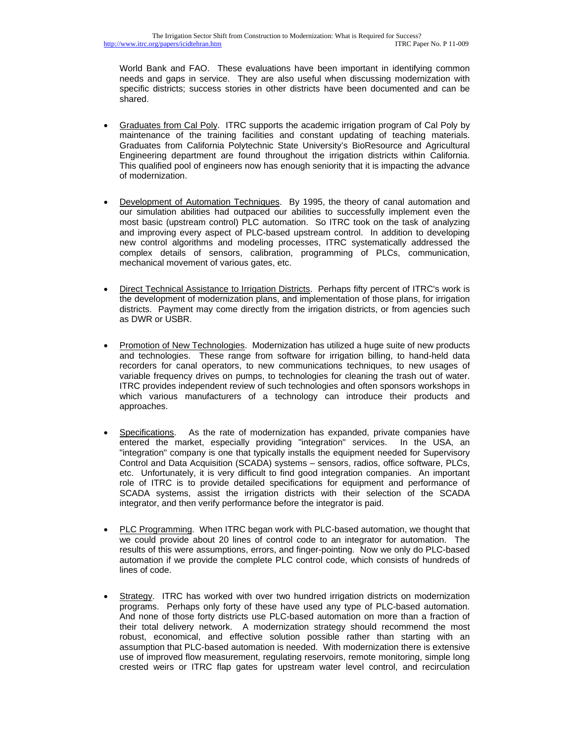World Bank and FAO. These evaluations have been important in identifying common needs and gaps in service. They are also useful when discussing modernization with specific districts; success stories in other districts have been documented and can be shared.

- Graduates from Cal Poly. ITRC supports the academic irrigation program of Cal Poly by maintenance of the training facilities and constant updating of teaching materials. Graduates from California Polytechnic State University's BioResource and Agricultural Engineering department are found throughout the irrigation districts within California. This qualified pool of engineers now has enough seniority that it is impacting the advance of modernization.

- Development of Automation Techniques. By 1995, the theory of canal automation and our simulation abilities had outpaced our abilities to successfully implement even the most basic (upstream control) PLC automation. So ITRC took on the task of analyzing and improving every aspect of PLC-based upstream control. In addition to developing new control algorithms and modeling processes, ITRC systematically addressed the complex details of sensors, calibration, programming of PLCs, communication, mechanical movement of various gates, etc.

- Direct Technical Assistance to Irrigation Districts. Perhaps fifty percent of ITRC's work is the development of modernization plans, and implementation of those plans, for irrigation districts. Payment may come directly from the irrigation districts, or from agencies such as DWR or USBR.

- Promotion of New Technologies. Modernization has utilized a huge suite of new products and technologies. These range from software for irrigation billing, to hand-held data recorders for canal operators, to new communications techniques, to new usages of variable frequency drives on pumps, to technologies for cleaning the trash out of water. ITRC provides independent review of such technologies and often sponsors workshops in which various manufacturers of a technology can introduce their products and approaches.

- Specifications. As the rate of modernization has expanded, private companies have entered the market, especially providing "integration" services. In the USA, an "integration" company is one that typically installs the equipment needed for Supervisory Control and Data Acquisition (SCADA) systems – sensors, radios, office software, PLCs, etc. Unfortunately, it is very difficult to find good integration companies. An important role of ITRC is to provide detailed specifications for equipment and performance of SCADA systems, assist the irrigation districts with their selection of the SCADA integrator, and then verify performance before the integrator is paid.

- PLC Programming. When ITRC began work with PLC-based automation, we thought that we could provide about 20 lines of control code to an integrator for automation. The results of this were assumptions, errors, and finger-pointing. Now we only do PLC-based automation if we provide the complete PLC control code, which consists of hundreds of lines of code.

- Strategy. ITRC has worked with over two hundred irrigation districts on modernization programs. Perhaps only forty of these have used any type of PLC-based automation. And none of those forty districts use PLC-based automation on more than a fraction of their total delivery network. A modernization strategy should recommend the most robust, economical, and effective solution possible rather than starting with an assumption that PLC-based automation is needed. With modernization there is extensive use of improved flow measurement, regulating reservoirs, remote monitoring, simple long crested weirs or ITRC flap gates for upstream water level control, and recirculation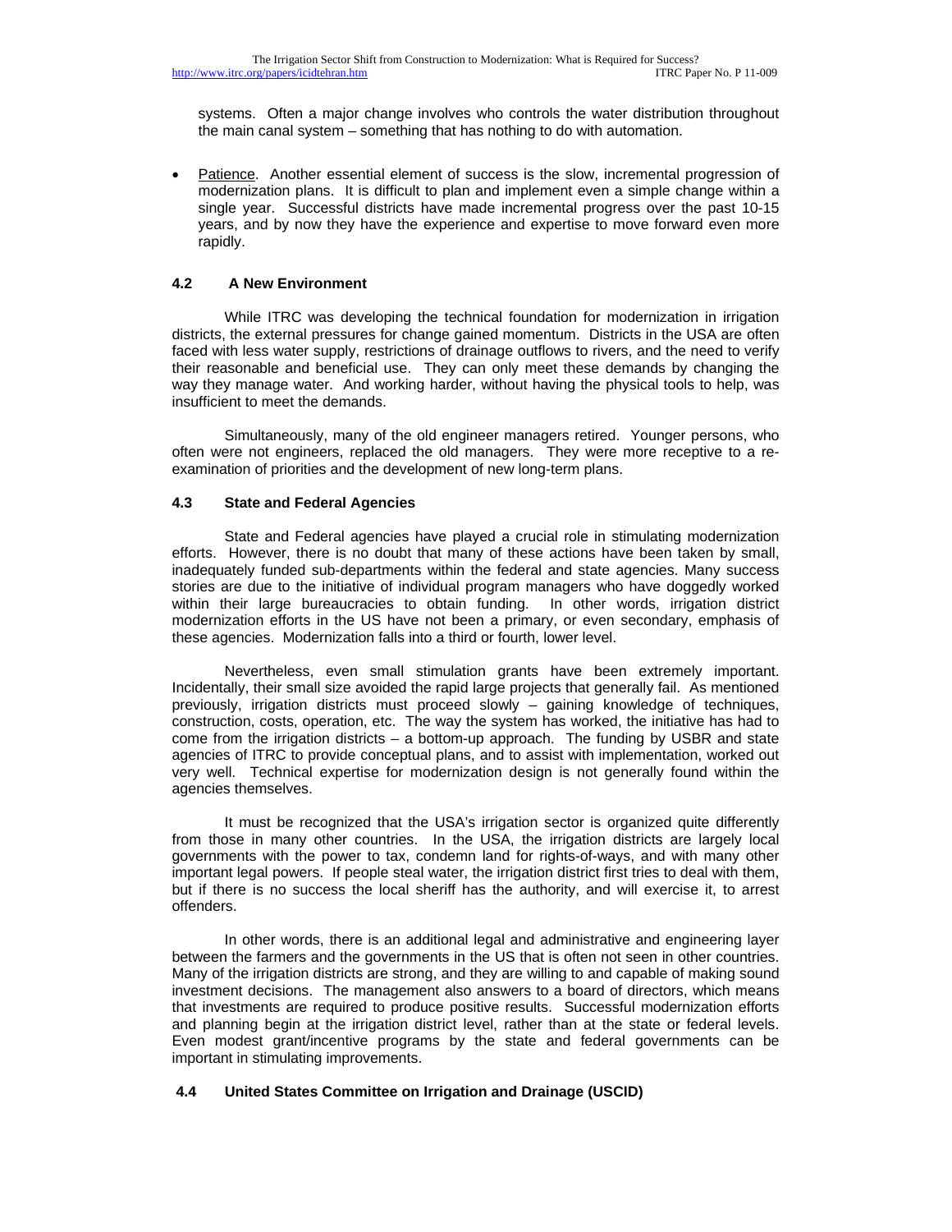systems. Often a major change involves who controls the water distribution throughout the main canal system – something that has nothing to do with automation.

- Patience. Another essential element of success is the slow, incremental progression of modernization plans. It is difficult to plan and implement even a simple change within a single year. Successful districts have made incremental progress over the past 10-15 years, and by now they have the experience and expertise to move forward even more rapidly.

### 4.2 A New Environment

While ITRC was developing the technical foundation for modernization in irrigation districts, the external pressures for change gained momentum. Districts in the USA are often faced with less water supply, restrictions of drainage outflows to rivers, and the need to verify their reasonable and beneficial use. They can only meet these demands by changing the way they manage water. And working harder, without having the physical tools to help, was insufficient to meet the demands.

Simultaneously, many of the old engineer managers retired. Younger persons, who often were not engineers, replaced the old managers. They were more receptive to a re-examination of priorities and the development of new long-term plans.

### 4.3 State and Federal Agencies

State and Federal agencies have played a crucial role in stimulating modernization efforts. However, there is no doubt that many of these actions have been taken by small, inadequately funded sub-departments within the federal and state agencies. Many success stories are due to the initiative of individual program managers who have doggedly worked within their large bureaucracies to obtain funding. In other words, irrigation district modernization efforts in the US have not been a primary, or even secondary, emphasis of these agencies. Modernization falls into a third or fourth, lower level.

Nevertheless, even small stimulation grants have been extremely important. Incidentally, their small size avoided the rapid large projects that generally fail. As mentioned previously, irrigation districts must proceed slowly – gaining knowledge of techniques, construction, costs, operation, etc. The way the system has worked, the initiative has had to come from the irrigation districts – a bottom-up approach. The funding by USBR and state agencies of ITRC to provide conceptual plans, and to assist with implementation, worked out very well. Technical expertise for modernization design is not generally found within the agencies themselves.

It must be recognized that the USA's irrigation sector is organized quite differently from those in many other countries. In the USA, the irrigation districts are largely local governments with the power to tax, condemn land for rights-of-ways, and with many other important legal powers. If people steal water, the irrigation district first tries to deal with them, but if there is no success the local sheriff has the authority, and will exercise it, to arrest offenders.

In other words, there is an additional legal and administrative and engineering layer between the farmers and the governments in the US that is often not seen in other countries. Many of the irrigation districts are strong, and they are willing to and capable of making sound investment decisions. The management also answers to a board of directors, which means that investments are required to produce positive results. Successful modernization efforts and planning begin at the irrigation district level, rather than at the state or federal levels. Even modest grant/incentive programs by the state and federal governments can be important in stimulating improvements.

### 4.4 United States Committee on Irrigation and Drainage (USCID)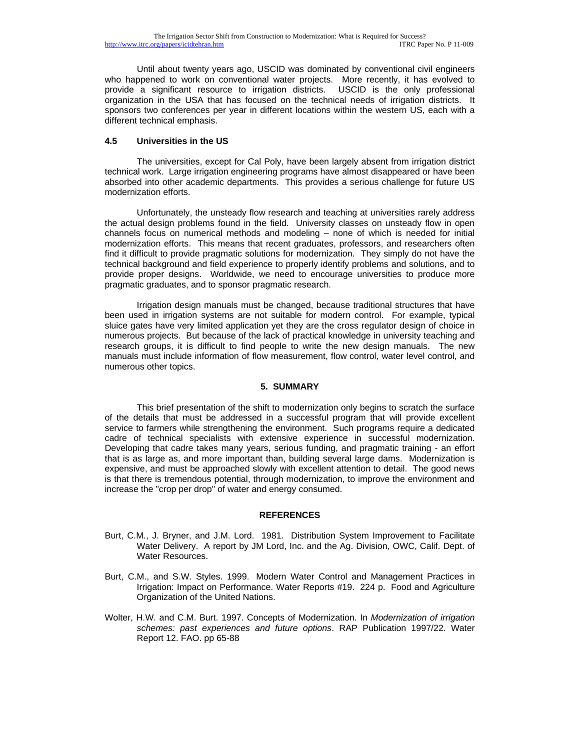Until about twenty years ago, USCID was dominated by conventional civil engineers who happened to work on conventional water projects. More recently, it has evolved to provide a significant resource to irrigation districts. USCID is the only professional organization in the USA that has focused on the technical needs of irrigation districts. It sponsors two conferences per year in different locations within the western US, each with a different technical emphasis.

### 4.5 Universities in the US

The universities, except for Cal Poly, have been largely absent from irrigation district technical work. Large irrigation engineering programs have almost disappeared or have been absorbed into other academic departments. This provides a serious challenge for future US modernization efforts.

Unfortunately, the unsteady flow research and teaching at universities rarely address the actual design problems found in the field. University classes on unsteady flow in open channels focus on numerical methods and modeling – none of which is needed for initial modernization efforts. This means that recent graduates, professors, and researchers often find it difficult to provide pragmatic solutions for modernization. They simply do not have the technical background and field experience to properly identify problems and solutions, and to provide proper designs. Worldwide, we need to encourage universities to produce more pragmatic graduates, and to sponsor pragmatic research.

Irrigation design manuals must be changed, because traditional structures that have been used in irrigation systems are not suitable for modern control. For example, typical sluice gates have very limited application yet they are the cross regulator design of choice in numerous projects. But because of the lack of practical knowledge in university teaching and research groups, it is difficult to find people to write the new design manuals. The new manuals must include information of flow measurement, flow control, water level control, and numerous other topics.

## 5. SUMMARY

This brief presentation of the shift to modernization only begins to scratch the surface of the details that must be addressed in a successful program that will provide excellent service to farmers while strengthening the environment. Such programs require a dedicated cadre of technical specialists with extensive experience in successful modernization. Developing that cadre takes many years, serious funding, and pragmatic training - an effort that is as large as, and more important than, building several large dams. Modernization is expensive, and must be approached slowly with excellent attention to detail. The good news is that there is tremendous potential, through modernization, to improve the environment and increase the "crop per drop" of water and energy consumed.

## REFERENCES

Burt, C.M., J. Bryner, and J.M. Lord. 1981. Distribution System Improvement to Facilitate Water Delivery. A report by JM Lord, Inc. and the Ag. Division, OWC, Calif. Dept. of Water Resources.

Burt, C.M., and S.W. Styles. 1999. Modern Water Control and Management Practices in Irrigation: Impact on Performance. Water Reports #19. 224 p. Food and Agriculture Organization of the United Nations.

Wolter, H.W. and C.M. Burt. 1997. Concepts of Modernization. In *Modernization of irrigation schemes: past experiences and future options*. RAP Publication 1997/22. Water Report 12. FAO. pp 65-88